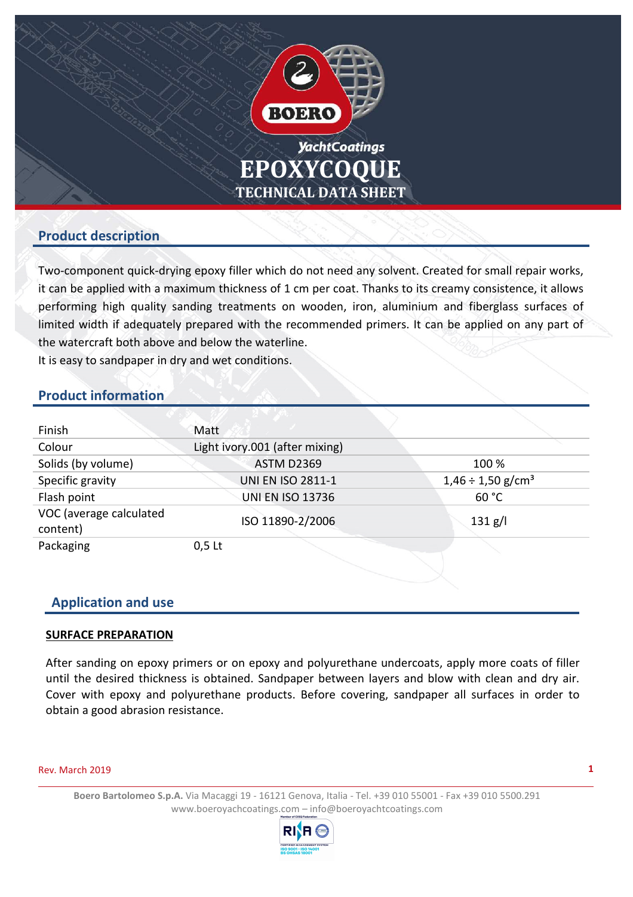# EPOXYCOQUE

## TECHNICAL DATA SHEET

## Product description

Two-component quick-drying epoxy filler which do not need any solvent. Created for small repair works, it can be applied with a maximum thickness of 1 cm per coat. Thanks to its creamy consistence, it allows performing high quality sanding treatments on wooden, iron, aluminium and fiberglass surfaces of limited width if adequately prepared with the recommended primers. It can be applied on any part of the watercraft both above and below the waterline.
It is easy to sandpaper in dry and wet conditions.

## Product information

| | | |
|---|---|---|
| Finish | Matt | |
| Colour | Light ivory.001 (after mixing) | |
| Solids (by volume) | ASTM D2369 | 100 % |
| Specific gravity | UNI EN ISO 2811-1 | 1,46 ÷ 1,50 g/cm³ |
| Flash point | UNI EN ISO 13736 | 60 °C |
| VOC (average calculated content) | ISO 11890-2/2006 | 131 g/l |
| Packaging | 0,5 Lt | |

## Application and use

**SURFACE PREPARATION**

After sanding on epoxy primers or on epoxy and polyurethane undercoats, apply more coats of filler until the desired thickness is obtained. Sandpaper between layers and blow with clean and dry air. Cover with epoxy and polyurethane products. Before covering, sandpaper all surfaces in order to obtain a good abrasion resistance.

Rev. March 2019

**Boero Bartolomeo S.p.A.** Via Macaggi 19 - 16121 Genova, Italia - Tel. +39 010 55001 - Fax +39 010 5500.291
www.boeroyachtcoatings.com – info@boeroyachtcoatings.com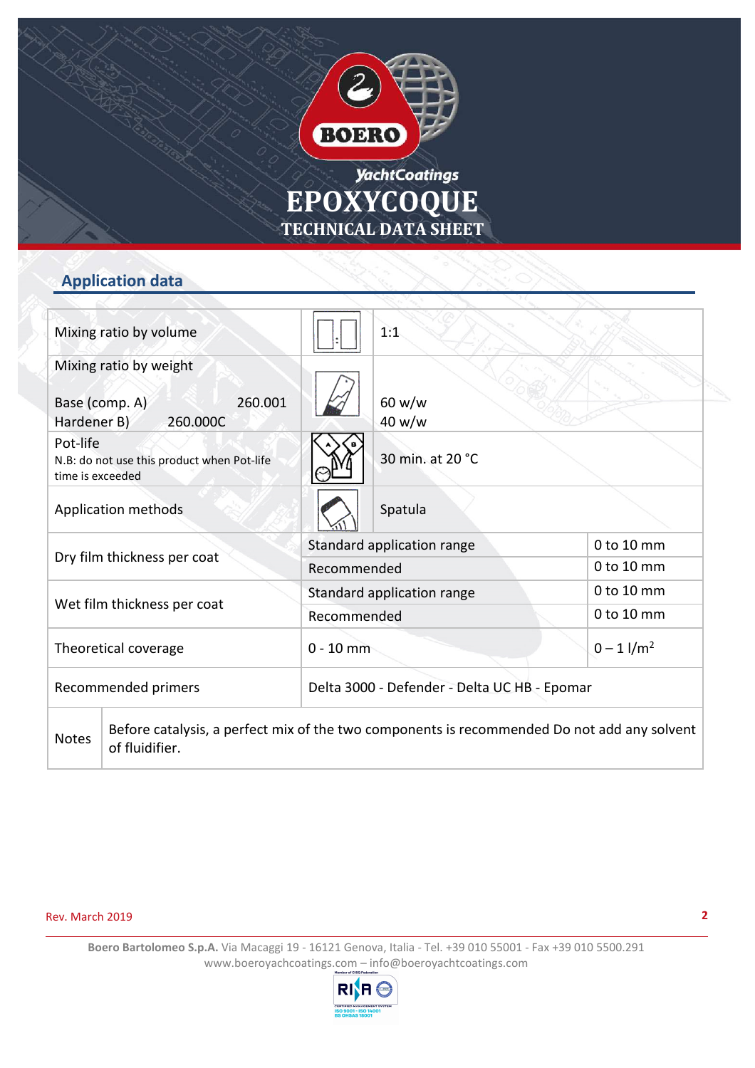# EPOXYCOQUE

## TECHNICAL DATA SHEET

## Application data

| | | |
|---|---|---|
| Mixing ratio by volume | 1:1 | |
| Mixing ratio by weight<br><br>Base (comp. A) 260.001<br>Hardener B) 260.000C | 60 w/w<br>40 w/w | |
| Pot-life<br>N.B: do not use this product when Pot-life time is exceeded | 30 min. at 20 °C | |
| Application methods | Spatula | |
| Dry film thickness per coat | Standard application range | 0 to 10 mm |
| | Recommended | 0 to 10 mm |
| Wet film thickness per coat | Standard application range | 0 to 10 mm |
| | Recommended | 0 to 10 mm |
| Theoretical coverage | 0 - 10 mm | 0 – 1 l/m$^2$ |
| Recommended primers | Delta 3000 - Defender - Delta UC HB - Epomar | |
| Notes | Before catalysis, a perfect mix of the two components is recommended Do not add any solvent of fluidifier. | |

Rev. March 2019

**Boero Bartolomeo S.p.A.** Via Macaggi 19 - 16121 Genova, Italia - Tel. +39 010 55001 - Fax +39 010 5500.291
www.boeroyachtcoatings.com – info@boeroyachtcoatings.com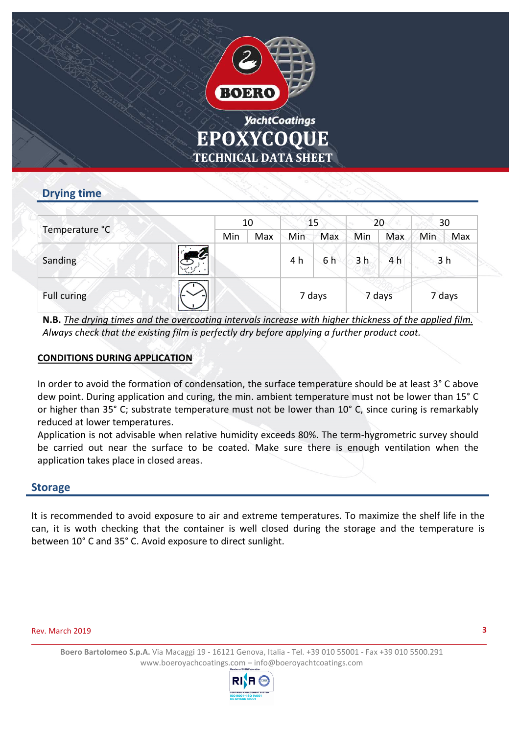## Drying time

| Temperature °C | | 10 | | 15 | | 20 | | 30 | |
|---|---|---|---|---|---|---|---|---|---|
| | | Min | Max | Min | Max | Min | Max | Min | Max |
| Sanding | | | | 4 h | 6 h | 3 h | 4 h | 3 h | |
| Full curing | | | | 7 days | | 7 days | | 7 days | |

**N.B.** *The drying times and the overcoating intervals increase with higher thickness of the applied film. Always check that the existing film is perfectly dry before applying a further product coat.*

**CONDITIONS DURING APPLICATION**

In order to avoid the formation of condensation, the surface temperature should be at least 3° C above dew point. During application and curing, the min. ambient temperature must not be lower than 15° C or higher than 35° C; substrate temperature must not be lower than 10° C, since curing is remarkably reduced at lower temperatures.
Application is not advisable when relative humidity exceeds 80%. The term-hygrometric survey should be carried out near the surface to be coated. Make sure there is enough ventilation when the application takes place in closed areas.

## Storage

It is recommended to avoid exposure to air and extreme temperatures. To maximize the shelf life in the can, it is woth checking that the container is well closed during the storage and the temperature is between 10° C and 35° C. Avoid exposure to direct sunlight.

Rev. March 2019

**Boero Bartolomeo S.p.A.** Via Macaggi 19 - 16121 Genova, Italia - Tel. +39 010 55001 - Fax +39 010 5500.291
www.boeroyachtcoatings.com – info@boeroyachtcoatings.com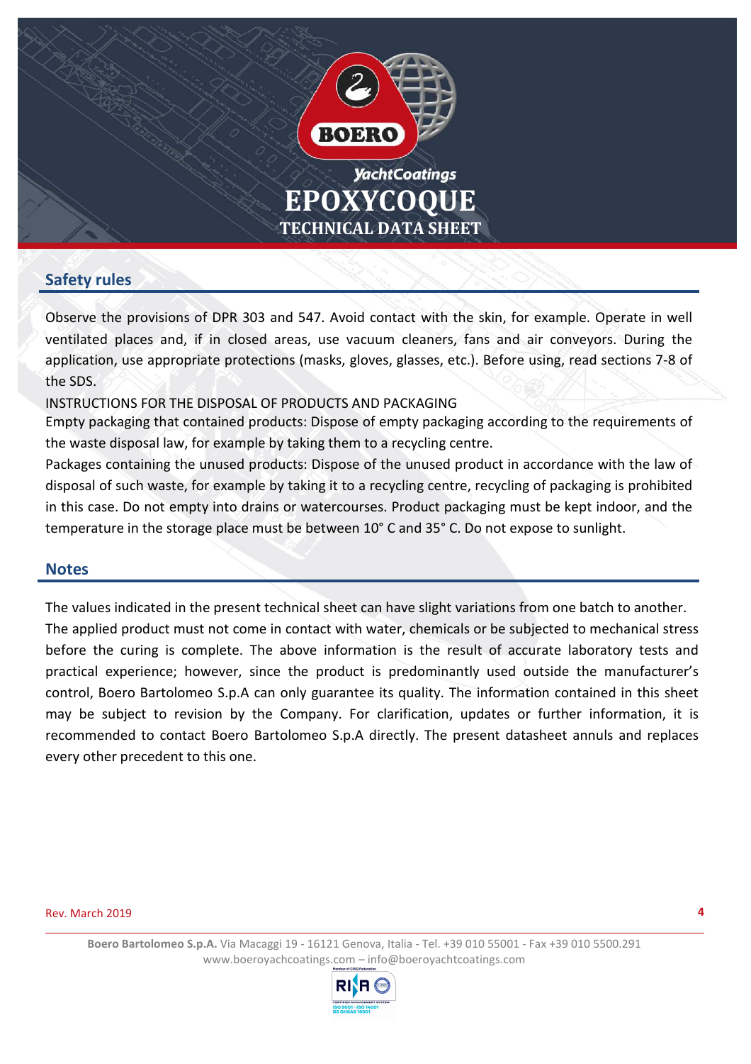## Safety rules

Observe the provisions of DPR 303 and 547. Avoid contact with the skin, for example. Operate in well ventilated places and, if in closed areas, use vacuum cleaners, fans and air conveyors. During the application, use appropriate protections (masks, gloves, glasses, etc.). Before using, read sections 7-8 of the SDS.

INSTRUCTIONS FOR THE DISPOSAL OF PRODUCTS AND PACKAGING

Empty packaging that contained products: Dispose of empty packaging according to the requirements of the waste disposal law, for example by taking them to a recycling centre.

Packages containing the unused products: Dispose of the unused product in accordance with the law of disposal of such waste, for example by taking it to a recycling centre, recycling of packaging is prohibited in this case. Do not empty into drains or watercourses. Product packaging must be kept indoor, and the temperature in the storage place must be between 10° C and 35° C. Do not expose to sunlight.

## Notes

The values indicated in the present technical sheet can have slight variations from one batch to another.
The applied product must not come in contact with water, chemicals or be subjected to mechanical stress before the curing is complete. The above information is the result of accurate laboratory tests and practical experience; however, since the product is predominantly used outside the manufacturer's control, Boero Bartolomeo S.p.A can only guarantee its quality. The information contained in this sheet may be subject to revision by the Company. For clarification, updates or further information, it is recommended to contact Boero Bartolomeo S.p.A directly. The present datasheet annuls and replaces every other precedent to this one.

Rev. March 2019

**Boero Bartolomeo S.p.A.** Via Macaggi 19 - 16121 Genova, Italia - Tel. +39 010 55001 - Fax +39 010 5500.291
www.boeroyachcoatings.com – info@boeroyachtcoatings.com